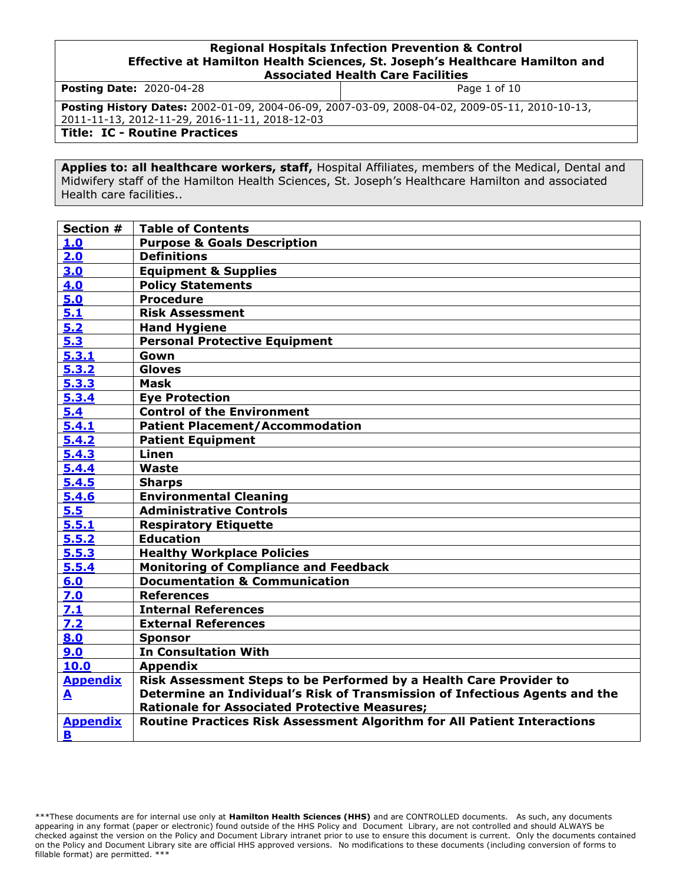**Regional Hospitals Infection Prevention & Control**
**Effective at Hamilton Health Sciences, St. Joseph's Healthcare Hamilton and Associated Health Care Facilities**

**Posting Date:** 2020-04-28

**Posting History Dates:** 2002-01-09, 2004-06-09, 2007-03-09, 2008-04-02, 2009-05-11, 2010-10-13, 2011-11-13, 2012-11-29, 2016-11-11, 2018-12-03

**Title: IC - Routine Practices**

**Applies to: all healthcare workers, staff,** Hospital Affiliates, members of the Medical, Dental and Midwifery staff of the Hamilton Health Sciences, St. Joseph's Healthcare Hamilton and associated Health care facilities..

| Section # | Table of Contents |
|---|---|
| **1.0** | **Purpose & Goals Description** |
| **2.0** | **Definitions** |
| **3.0** | **Equipment & Supplies** |
| **4.0** | **Policy Statements** |
| **5.0** | **Procedure** |
| **5.1** | **Risk Assessment** |
| **5.2** | **Hand Hygiene** |
| **5.3** | **Personal Protective Equipment** |
| **5.3.1** | **Gown** |
| **5.3.2** | **Gloves** |
| **5.3.3** | **Mask** |
| **5.3.4** | **Eye Protection** |
| **5.4** | **Control of the Environment** |
| **5.4.1** | **Patient Placement/Accommodation** |
| **5.4.2** | **Patient Equipment** |
| **5.4.3** | **Linen** |
| **5.4.4** | **Waste** |
| **5.4.5** | **Sharps** |
| **5.4.6** | **Environmental Cleaning** |
| **5.5** | **Administrative Controls** |
| **5.5.1** | **Respiratory Etiquette** |
| **5.5.2** | **Education** |
| **5.5.3** | **Healthy Workplace Policies** |
| **5.5.4** | **Monitoring of Compliance and Feedback** |
| **6.0** | **Documentation & Communication** |
| **7.0** | **References** |
| **7.1** | **Internal References** |
| **7.2** | **External References** |
| **8.0** | **Sponsor** |
| **9.0** | **In Consultation With** |
| **10.0** | **Appendix** |
| **Appendix A** | **Risk Assessment Steps to be Performed by a Health Care Provider to Determine an Individual's Risk of Transmission of Infectious Agents and the Rationale for Associated Protective Measures;** |
| **Appendix B** | **Routine Practices Risk Assessment Algorithm for All Patient Interactions** |

***These documents are for internal use only at **Hamilton Health Sciences (HHS)** and are CONTROLLED documents. As such, any documents appearing in any format (paper or electronic) found outside of the HHS Policy and Document Library, are not controlled and should ALWAYS be checked against the version on the Policy and Document Library intranet prior to use to ensure this document is current. Only the documents contained on the Policy and Document Library site are official HHS approved versions. No modifications to these documents (including conversion of forms to fillable format) are permitted. ***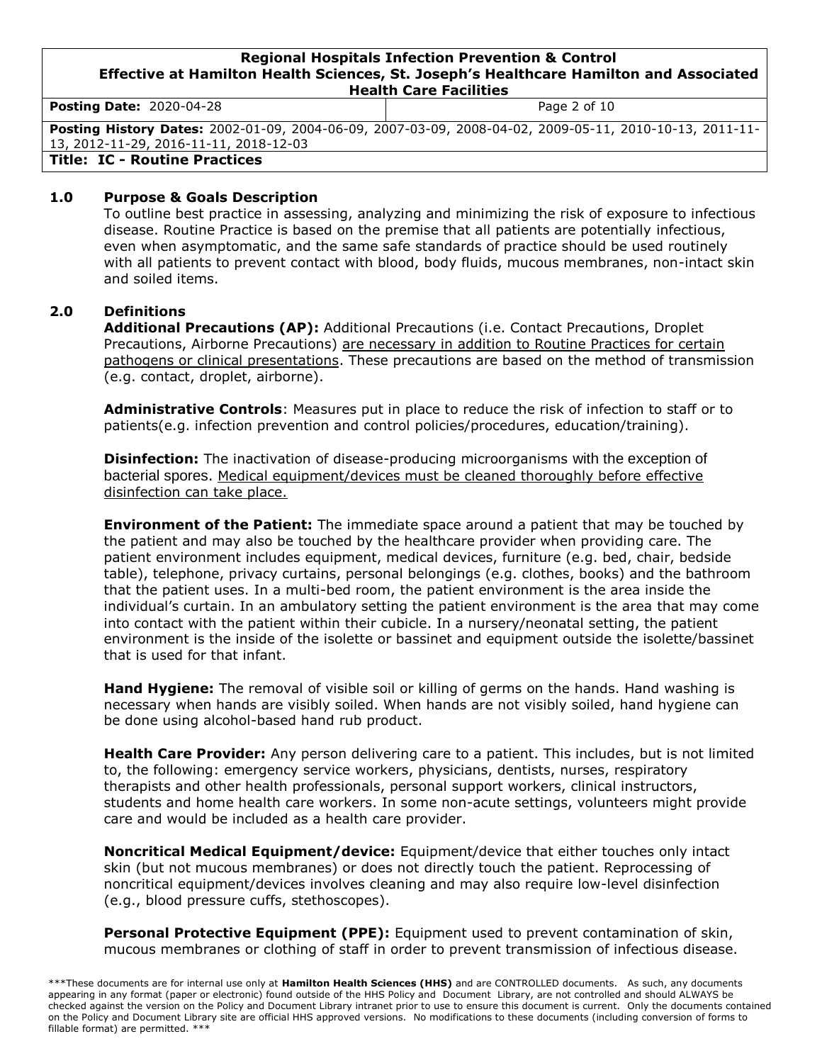## 1.0 Purpose & Goals Description

To outline best practice in assessing, analyzing and minimizing the risk of exposure to infectious disease. Routine Practice is based on the premise that all patients are potentially infectious, even when asymptomatic, and the same safe standards of practice should be used routinely with all patients to prevent contact with blood, body fluids, mucous membranes, non-intact skin and soiled items.

## 2.0 Definitions

**Additional Precautions (AP):** Additional Precautions (i.e. Contact Precautions, Droplet Precautions, Airborne Precautions) are necessary in addition to Routine Practices for certain pathogens or clinical presentations. These precautions are based on the method of transmission (e.g. contact, droplet, airborne).

**Administrative Controls**: Measures put in place to reduce the risk of infection to staff or to patients(e.g. infection prevention and control policies/procedures, education/training).

**Disinfection:** The inactivation of disease-producing microorganisms with the exception of bacterial spores. Medical equipment/devices must be cleaned thoroughly before effective disinfection can take place.

**Environment of the Patient:** The immediate space around a patient that may be touched by the patient and may also be touched by the healthcare provider when providing care. The patient environment includes equipment, medical devices, furniture (e.g. bed, chair, bedside table), telephone, privacy curtains, personal belongings (e.g. clothes, books) and the bathroom that the patient uses. In a multi-bed room, the patient environment is the area inside the individual's curtain. In an ambulatory setting the patient environment is the area that may come into contact with the patient within their cubicle. In a nursery/neonatal setting, the patient environment is the inside of the isolette or bassinet and equipment outside the isolette/bassinet that is used for that infant.

**Hand Hygiene:** The removal of visible soil or killing of germs on the hands. Hand washing is necessary when hands are visibly soiled. When hands are not visibly soiled, hand hygiene can be done using alcohol-based hand rub product.

**Health Care Provider:** Any person delivering care to a patient. This includes, but is not limited to, the following: emergency service workers, physicians, dentists, nurses, respiratory therapists and other health professionals, personal support workers, clinical instructors, students and home health care workers. In some non-acute settings, volunteers might provide care and would be included as a health care provider.

**Noncritical Medical Equipment/device:** Equipment/device that either touches only intact skin (but not mucous membranes) or does not directly touch the patient. Reprocessing of noncritical equipment/devices involves cleaning and may also require low-level disinfection (e.g., blood pressure cuffs, stethoscopes).

**Personal Protective Equipment (PPE):** Equipment used to prevent contamination of skin, mucous membranes or clothing of staff in order to prevent transmission of infectious disease.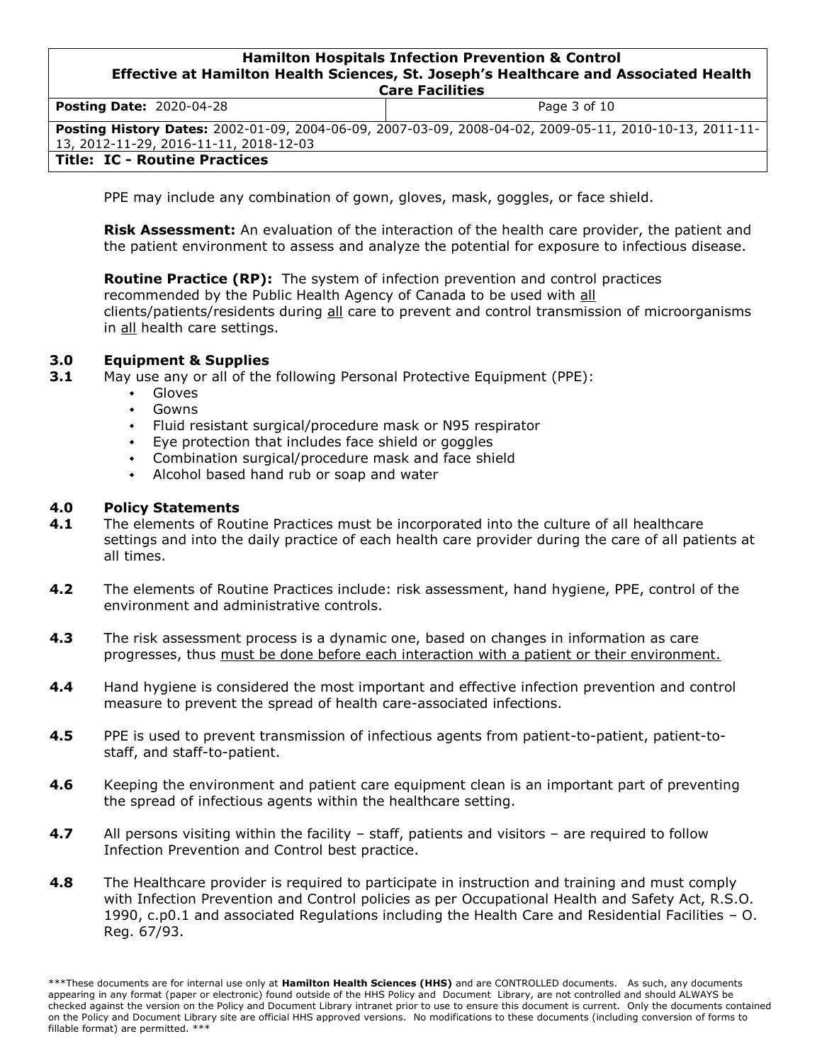PPE may include any combination of gown, gloves, mask, goggles, or face shield.

**Risk Assessment:** An evaluation of the interaction of the health care provider, the patient and the patient environment to assess and analyze the potential for exposure to infectious disease.

**Routine Practice (RP):** The system of infection prevention and control practices recommended by the Public Health Agency of Canada to be used with all clients/patients/residents during all care to prevent and control transmission of microorganisms in all health care settings.

## 3.0 Equipment & Supplies

**3.1** May use any or all of the following Personal Protective Equipment (PPE):

- Gloves
- Gowns
- Fluid resistant surgical/procedure mask or N95 respirator
- Eye protection that includes face shield or goggles
- Combination surgical/procedure mask and face shield
- Alcohol based hand rub or soap and water

## 4.0 Policy Statements

**4.1** The elements of Routine Practices must be incorporated into the culture of all healthcare settings and into the daily practice of each health care provider during the care of all patients at all times.

**4.2** The elements of Routine Practices include: risk assessment, hand hygiene, PPE, control of the environment and administrative controls.

**4.3** The risk assessment process is a dynamic one, based on changes in information as care progresses, thus must be done before each interaction with a patient or their environment.

**4.4** Hand hygiene is considered the most important and effective infection prevention and control measure to prevent the spread of health care-associated infections.

**4.5** PPE is used to prevent transmission of infectious agents from patient-to-patient, patient-to-staff, and staff-to-patient.

**4.6** Keeping the environment and patient care equipment clean is an important part of preventing the spread of infectious agents within the healthcare setting.

**4.7** All persons visiting within the facility – staff, patients and visitors – are required to follow Infection Prevention and Control best practice.

**4.8** The Healthcare provider is required to participate in instruction and training and must comply with Infection Prevention and Control policies as per Occupational Health and Safety Act, R.S.O. 1990, c.p0.1 and associated Regulations including the Health Care and Residential Facilities – O. Reg. 67/93.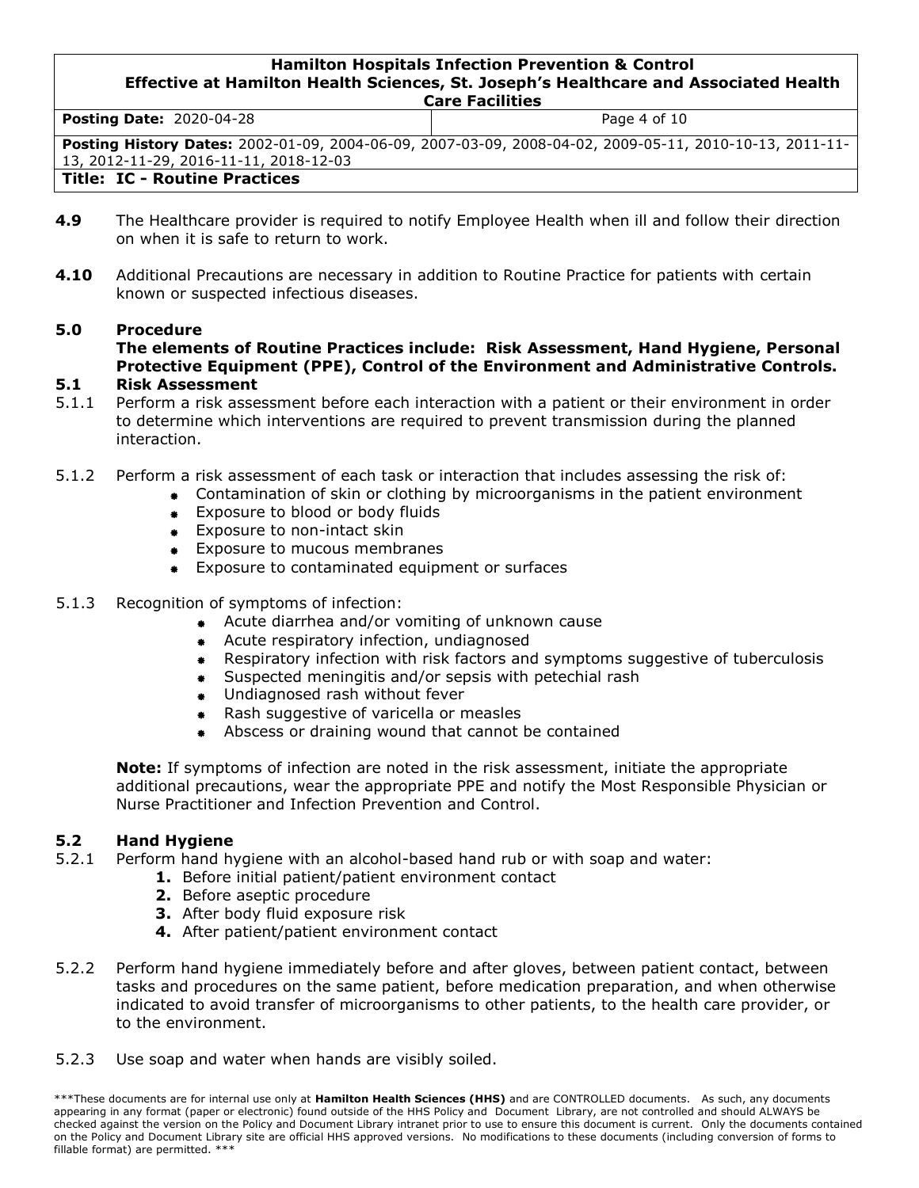**4.9** The Healthcare provider is required to notify Employee Health when ill and follow their direction on when it is safe to return to work.

**4.10** Additional Precautions are necessary in addition to Routine Practice for patients with certain known or suspected infectious diseases.

## 5.0 Procedure

**The elements of Routine Practices include: Risk Assessment, Hand Hygiene, Personal Protective Equipment (PPE), Control of the Environment and Administrative Controls.**

### 5.1 Risk Assessment

5.1.1 Perform a risk assessment before each interaction with a patient or their environment in order to determine which interventions are required to prevent transmission during the planned interaction.

5.1.2 Perform a risk assessment of each task or interaction that includes assessing the risk of:

- Contamination of skin or clothing by microorganisms in the patient environment
- Exposure to blood or body fluids
- Exposure to non-intact skin
- Exposure to mucous membranes
- Exposure to contaminated equipment or surfaces

5.1.3 Recognition of symptoms of infection:

- Acute diarrhea and/or vomiting of unknown cause
- Acute respiratory infection, undiagnosed
- Respiratory infection with risk factors and symptoms suggestive of tuberculosis
- Suspected meningitis and/or sepsis with petechial rash
- Undiagnosed rash without fever
- Rash suggestive of varicella or measles
- Abscess or draining wound that cannot be contained

**Note:** If symptoms of infection are noted in the risk assessment, initiate the appropriate additional precautions, wear the appropriate PPE and notify the Most Responsible Physician or Nurse Practitioner and Infection Prevention and Control.

### 5.2 Hand Hygiene

5.2.1 Perform hand hygiene with an alcohol-based hand rub or with soap and water:

1. Before initial patient/patient environment contact
2. Before aseptic procedure
3. After body fluid exposure risk
4. After patient/patient environment contact

5.2.2 Perform hand hygiene immediately before and after gloves, between patient contact, between tasks and procedures on the same patient, before medication preparation, and when otherwise indicated to avoid transfer of microorganisms to other patients, to the health care provider, or to the environment.

5.2.3 Use soap and water when hands are visibly soiled.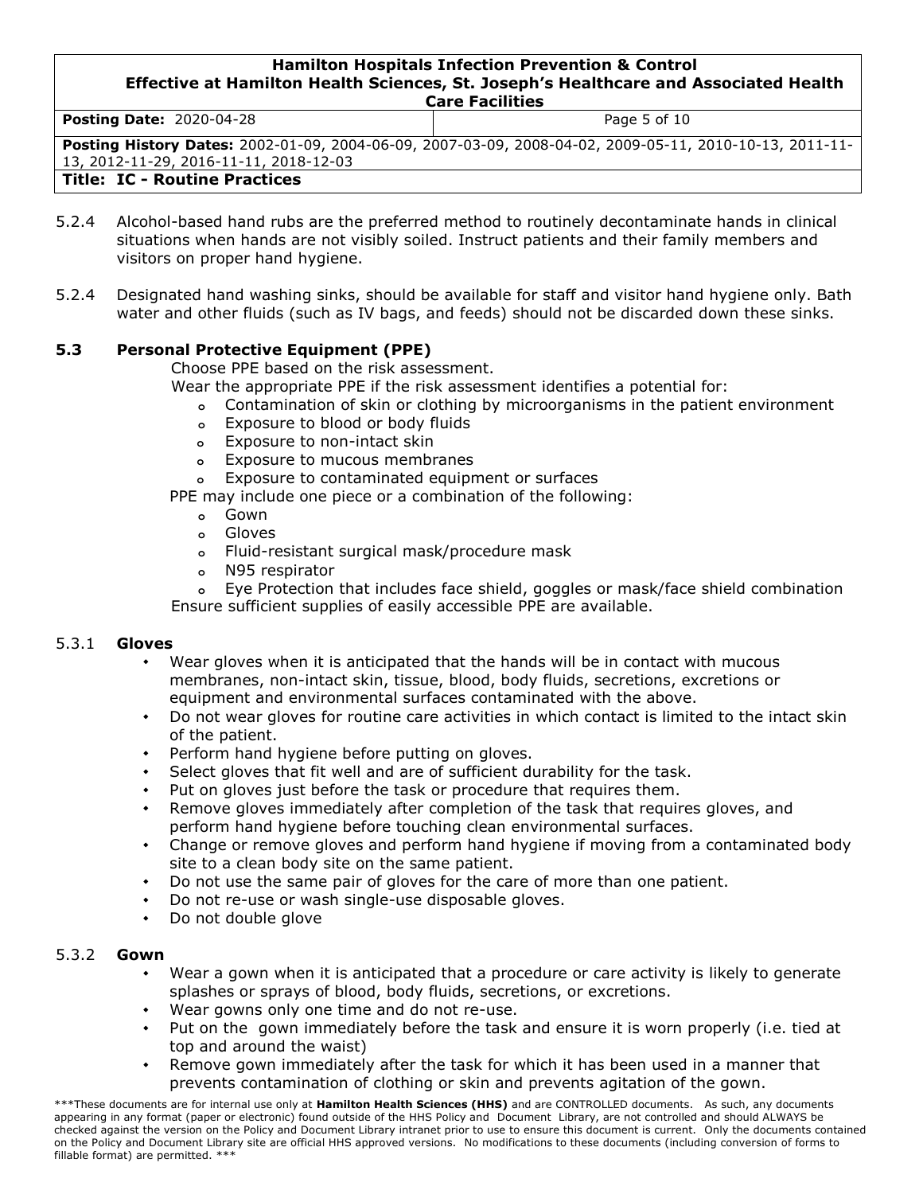5.2.4 Alcohol-based hand rubs are the preferred method to routinely decontaminate hands in clinical situations when hands are not visibly soiled. Instruct patients and their family members and visitors on proper hand hygiene.

5.2.4 Designated hand washing sinks, should be available for staff and visitor hand hygiene only. Bath water and other fluids (such as IV bags, and feeds) should not be discarded down these sinks.

### 5.3 Personal Protective Equipment (PPE)

Choose PPE based on the risk assessment.

Wear the appropriate PPE if the risk assessment identifies a potential for:

- Contamination of skin or clothing by microorganisms in the patient environment
- Exposure to blood or body fluids
- Exposure to non-intact skin
- Exposure to mucous membranes
- Exposure to contaminated equipment or surfaces

PPE may include one piece or a combination of the following:

- Gown
- Gloves
- Fluid-resistant surgical mask/procedure mask
- N95 respirator
- Eye Protection that includes face shield, goggles or mask/face shield combination

Ensure sufficient supplies of easily accessible PPE are available.

#### 5.3.1 Gloves

- Wear gloves when it is anticipated that the hands will be in contact with mucous membranes, non-intact skin, tissue, blood, body fluids, secretions, excretions or equipment and environmental surfaces contaminated with the above.
- Do not wear gloves for routine care activities in which contact is limited to the intact skin of the patient.
- Perform hand hygiene before putting on gloves.
- Select gloves that fit well and are of sufficient durability for the task.
- Put on gloves just before the task or procedure that requires them.
- Remove gloves immediately after completion of the task that requires gloves, and perform hand hygiene before touching clean environmental surfaces.
- Change or remove gloves and perform hand hygiene if moving from a contaminated body site to a clean body site on the same patient.
- Do not use the same pair of gloves for the care of more than one patient.
- Do not re-use or wash single-use disposable gloves.
- Do not double glove

#### 5.3.2 Gown

- Wear a gown when it is anticipated that a procedure or care activity is likely to generate splashes or sprays of blood, body fluids, secretions, or excretions.
- Wear gowns only one time and do not re-use.
- Put on the gown immediately before the task and ensure it is worn properly (i.e. tied at top and around the waist)
- Remove gown immediately after the task for which it has been used in a manner that prevents contamination of clothing or skin and prevents agitation of the gown.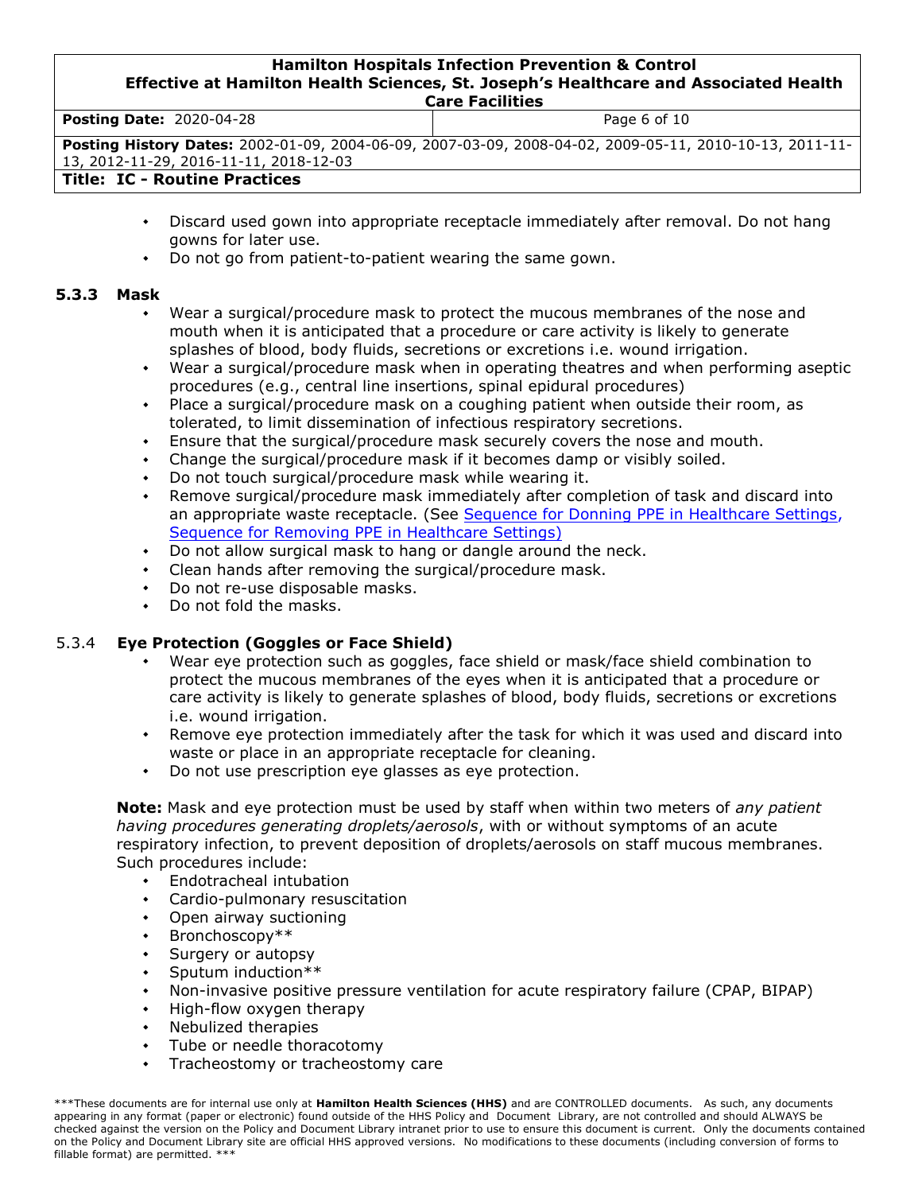- Discard used gown into appropriate receptacle immediately after removal. Do not hang gowns for later use.
- Do not go from patient-to-patient wearing the same gown.

### 5.3.3 Mask

- Wear a surgical/procedure mask to protect the mucous membranes of the nose and mouth when it is anticipated that a procedure or care activity is likely to generate splashes of blood, body fluids, secretions or excretions i.e. wound irrigation.
- Wear a surgical/procedure mask when in operating theatres and when performing aseptic procedures (e.g., central line insertions, spinal epidural procedures)
- Place a surgical/procedure mask on a coughing patient when outside their room, as tolerated, to limit dissemination of infectious respiratory secretions.
- Ensure that the surgical/procedure mask securely covers the nose and mouth.
- Change the surgical/procedure mask if it becomes damp or visibly soiled.
- Do not touch surgical/procedure mask while wearing it.
- Remove surgical/procedure mask immediately after completion of task and discard into an appropriate waste receptacle. (See Sequence for Donning PPE in Healthcare Settings, Sequence for Removing PPE in Healthcare Settings)
- Do not allow surgical mask to hang or dangle around the neck.
- Clean hands after removing the surgical/procedure mask.
- Do not re-use disposable masks.
- Do not fold the masks.

### 5.3.4 Eye Protection (Goggles or Face Shield)

- Wear eye protection such as goggles, face shield or mask/face shield combination to protect the mucous membranes of the eyes when it is anticipated that a procedure or care activity is likely to generate splashes of blood, body fluids, secretions or excretions i.e. wound irrigation.
- Remove eye protection immediately after the task for which it was used and discard into waste or place in an appropriate receptacle for cleaning.
- Do not use prescription eye glasses as eye protection.

**Note:** Mask and eye protection must be used by staff when within two meters of *any patient having procedures generating droplets/aerosols*, with or without symptoms of an acute respiratory infection, to prevent deposition of droplets/aerosols on staff mucous membranes. Such procedures include:

- Endotracheal intubation
- Cardio-pulmonary resuscitation
- Open airway suctioning
- Bronchoscopy**
- Surgery or autopsy
- Sputum induction**
- Non-invasive positive pressure ventilation for acute respiratory failure (CPAP, BIPAP)
- High-flow oxygen therapy
- Nebulized therapies
- Tube or needle thoracotomy
- Tracheostomy or tracheostomy care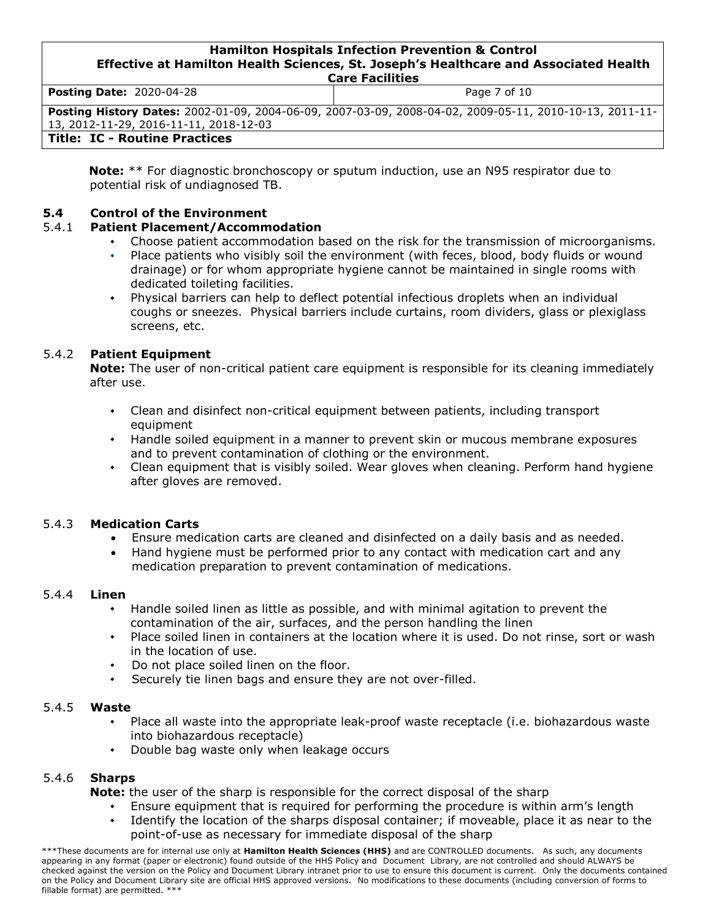**Note:** ** For diagnostic bronchoscopy or sputum induction, use an N95 respirator due to potential risk of undiagnosed TB.

### 5.4 Control of the Environment

#### 5.4.1 Patient Placement/Accommodation

- Choose patient accommodation based on the risk for the transmission of microorganisms.
- Place patients who visibly soil the environment (with feces, blood, body fluids or wound drainage) or for whom appropriate hygiene cannot be maintained in single rooms with dedicated toileting facilities.
- Physical barriers can help to deflect potential infectious droplets when an individual coughs or sneezes. Physical barriers include curtains, room dividers, glass or plexiglass screens, etc.

#### 5.4.2 Patient Equipment

**Note:** The user of non-critical patient care equipment is responsible for its cleaning immediately after use.

- Clean and disinfect non-critical equipment between patients, including transport equipment
- Handle soiled equipment in a manner to prevent skin or mucous membrane exposures and to prevent contamination of clothing or the environment.
- Clean equipment that is visibly soiled. Wear gloves when cleaning. Perform hand hygiene after gloves are removed.

#### 5.4.3 Medication Carts

- Ensure medication carts are cleaned and disinfected on a daily basis and as needed.
- Hand hygiene must be performed prior to any contact with medication cart and any medication preparation to prevent contamination of medications.

#### 5.4.4 Linen

- Handle soiled linen as little as possible, and with minimal agitation to prevent the contamination of the air, surfaces, and the person handling the linen
- Place soiled linen in containers at the location where it is used. Do not rinse, sort or wash in the location of use.
- Do not place soiled linen on the floor.
- Securely tie linen bags and ensure they are not over-filled.

#### 5.4.5 Waste

- Place all waste into the appropriate leak-proof waste receptacle (i.e. biohazardous waste into biohazardous receptacle)
- Double bag waste only when leakage occurs

#### 5.4.6 Sharps

**Note:** the user of the sharp is responsible for the correct disposal of the sharp

- Ensure equipment that is required for performing the procedure is within arm's length
- Identify the location of the sharps disposal container; if moveable, place it as near to the point-of-use as necessary for immediate disposal of the sharp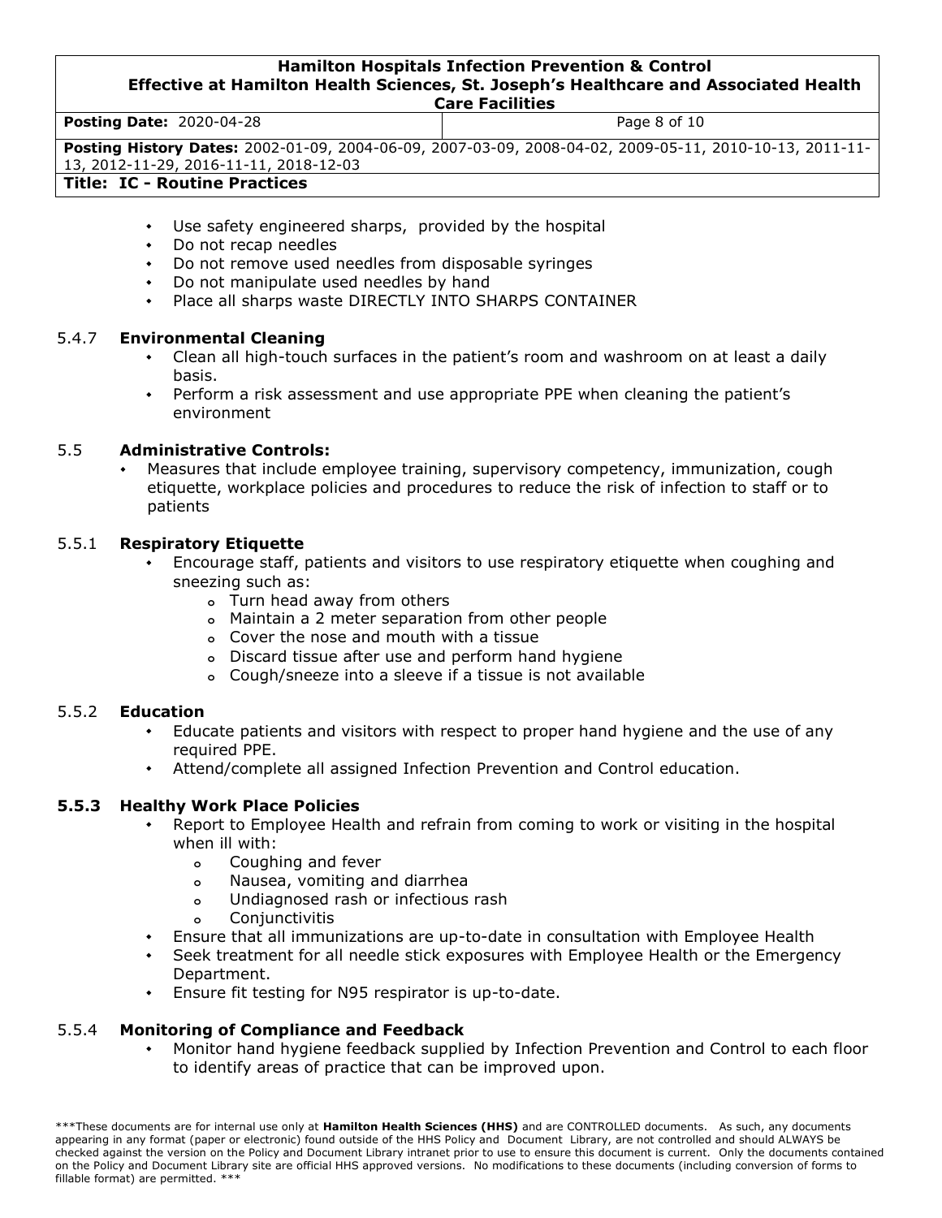- Use safety engineered sharps, provided by the hospital
- Do not recap needles
- Do not remove used needles from disposable syringes
- Do not manipulate used needles by hand
- Place all sharps waste DIRECTLY INTO SHARPS CONTAINER

#### 5.4.7 Environmental Cleaning

- Clean all high-touch surfaces in the patient's room and washroom on at least a daily basis.
- Perform a risk assessment and use appropriate PPE when cleaning the patient's environment

### 5.5 Administrative Controls:

- Measures that include employee training, supervisory competency, immunization, cough etiquette, workplace policies and procedures to reduce the risk of infection to staff or to patients

#### 5.5.1 Respiratory Etiquette

- Encourage staff, patients and visitors to use respiratory etiquette when coughing and sneezing such as:
    - Turn head away from others
    - Maintain a 2 meter separation from other people
    - Cover the nose and mouth with a tissue
    - Discard tissue after use and perform hand hygiene
    - Cough/sneeze into a sleeve if a tissue is not available

#### 5.5.2 Education

- Educate patients and visitors with respect to proper hand hygiene and the use of any required PPE.
- Attend/complete all assigned Infection Prevention and Control education.

#### 5.5.3 Healthy Work Place Policies

- Report to Employee Health and refrain from coming to work or visiting in the hospital when ill with:
    - Coughing and fever
    - Nausea, vomiting and diarrhea
    - Undiagnosed rash or infectious rash
    - Conjunctivitis
- Ensure that all immunizations are up-to-date in consultation with Employee Health
- Seek treatment for all needle stick exposures with Employee Health or the Emergency Department.
- Ensure fit testing for N95 respirator is up-to-date.

#### 5.5.4 Monitoring of Compliance and Feedback

- Monitor hand hygiene feedback supplied by Infection Prevention and Control to each floor to identify areas of practice that can be improved upon.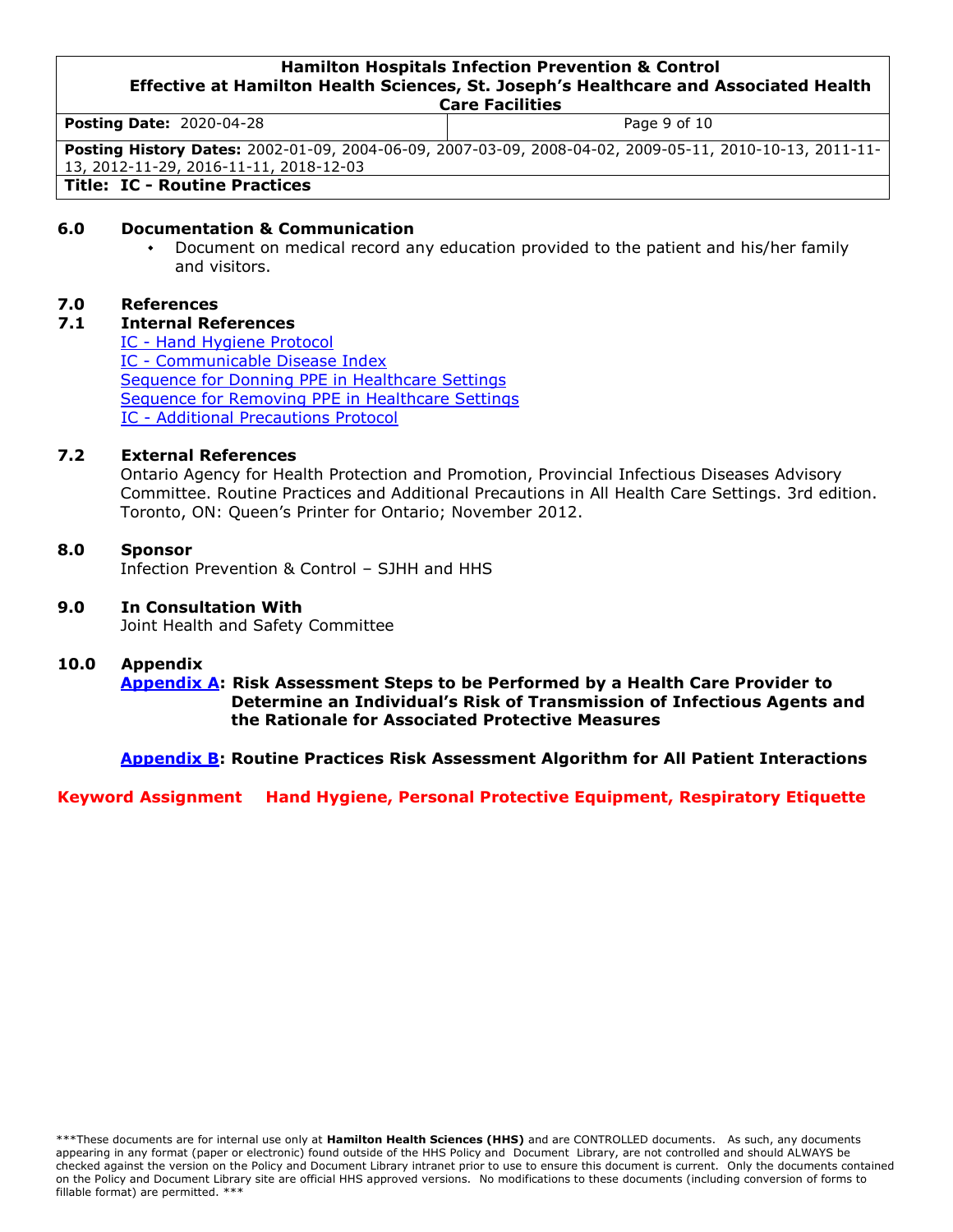## 6.0 Documentation & Communication

- Document on medical record any education provided to the patient and his/her family and visitors.

## 7.0 References

### 7.1 Internal References

IC - Hand Hygiene Protocol
IC - Communicable Disease Index
Sequence for Donning PPE in Healthcare Settings
Sequence for Removing PPE in Healthcare Settings
IC - Additional Precautions Protocol

### 7.2 External References

Ontario Agency for Health Protection and Promotion, Provincial Infectious Diseases Advisory Committee. Routine Practices and Additional Precautions in All Health Care Settings. 3rd edition. Toronto, ON: Queen's Printer for Ontario; November 2012.

## 8.0 Sponsor

Infection Prevention & Control – SJHH and HHS

## 9.0 In Consultation With

Joint Health and Safety Committee

## 10.0 Appendix

**Appendix A: Risk Assessment Steps to be Performed by a Health Care Provider to Determine an Individual's Risk of Transmission of Infectious Agents and the Rationale for Associated Protective Measures**

**Appendix B: Routine Practices Risk Assessment Algorithm for All Patient Interactions**

**Keyword Assignment Hand Hygiene, Personal Protective Equipment, Respiratory Etiquette**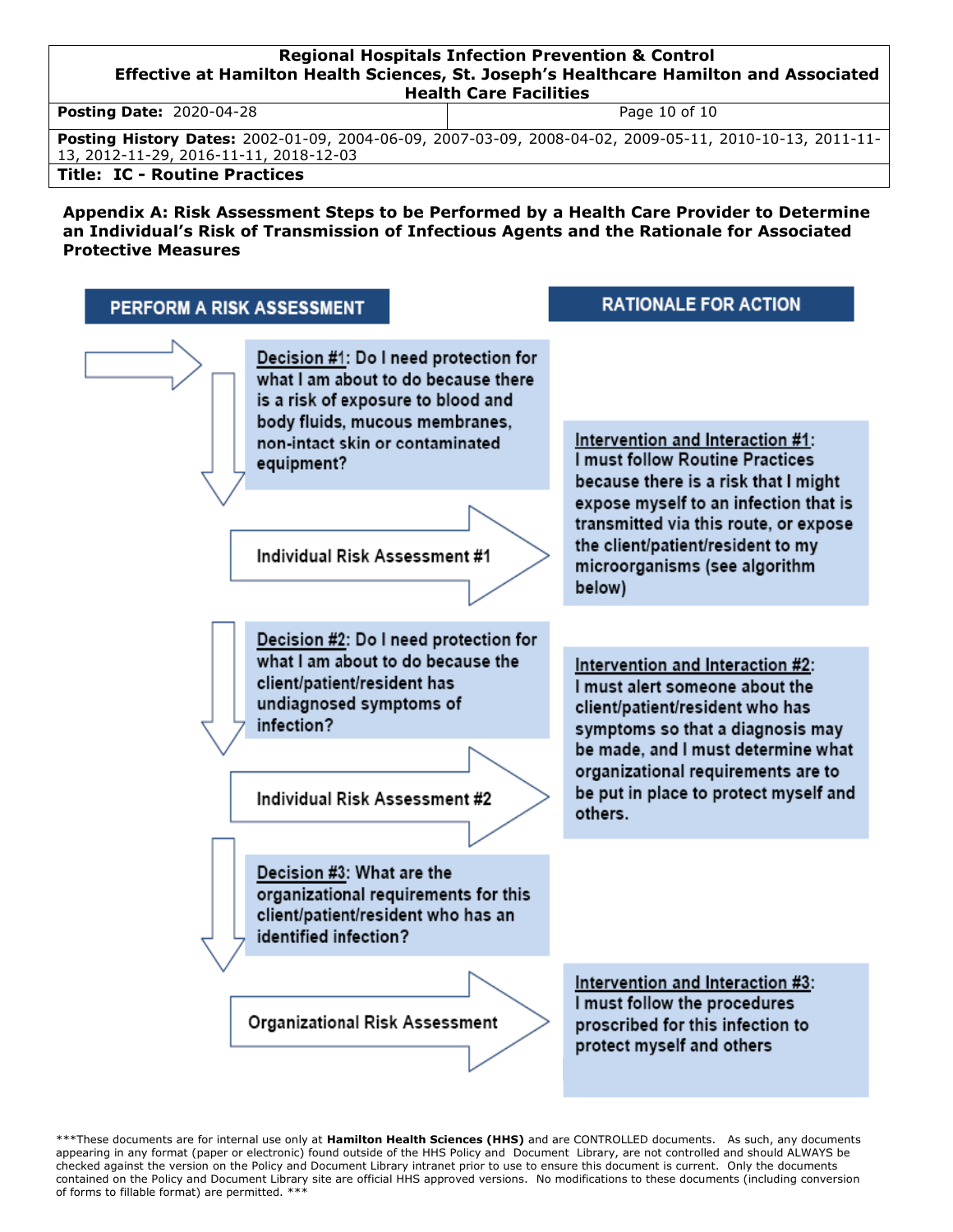**Appendix A: Risk Assessment Steps to be Performed by a Health Care Provider to Determine an Individual's Risk of Transmission of Infectious Agents and the Rationale for Associated Protective Measures**

PERFORM A RISK ASSESSMENT

RATIONALE FOR ACTION

Decision #1: Do I need protection for what I am about to do because there is a risk of exposure to blood and body fluids, mucous membranes, non-intact skin or contaminated equipment?

Individual Risk Assessment #1

Intervention and Interaction #1: I must follow Routine Practices because there is a risk that I might expose myself to an infection that is transmitted via this route, or expose the client/patient/resident to my microorganisms (see algorithm below)

Decision #2: Do I need protection for what I am about to do because the client/patient/resident has undiagnosed symptoms of infection?

Individual Risk Assessment #2

Intervention and Interaction #2: I must alert someone about the client/patient/resident who has symptoms so that a diagnosis may be made, and I must determine what organizational requirements are to be put in place to protect myself and others.

Decision #3: What are the organizational requirements for this client/patient/resident who has an identified infection?

Organizational Risk Assessment

Intervention and Interaction #3: I must follow the procedures proscribed for this infection to protect myself and others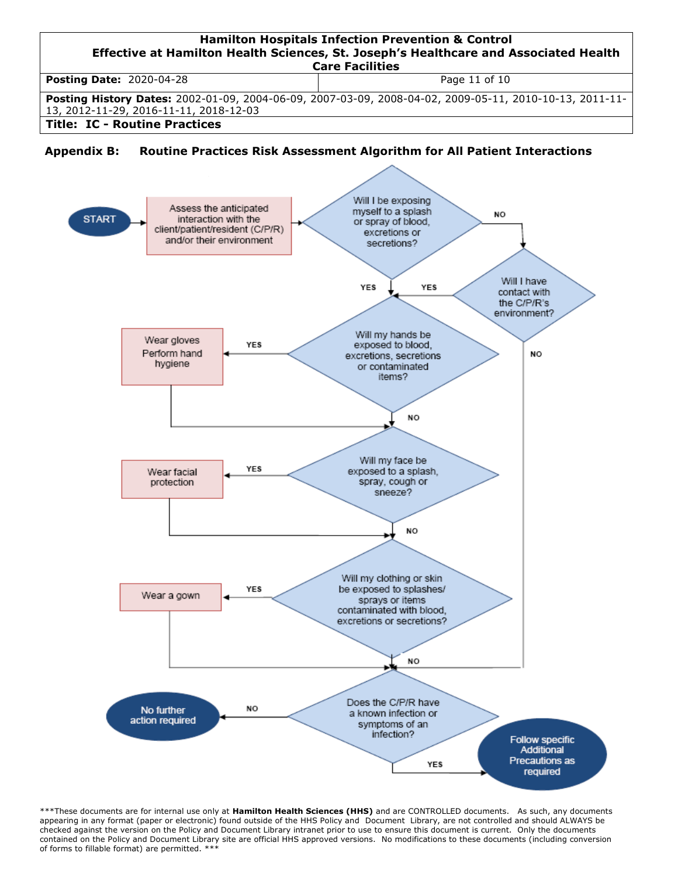## Appendix B: Routine Practices Risk Assessment Algorithm for All Patient Interactions

START

Assess the anticipated interaction with the client/patient/resident (C/P/R) and/or their environment

Will I be exposing myself to a splash or spray of blood, excretions or secretions?

NO

Will I have contact with the C/P/R's environment?

YES

YES

NO

Will my hands be exposed to blood, excretions, secretions or contaminated items?

YES

Wear gloves
Perform hand hygiene

NO

Will my face be exposed to a splash, spray, cough or sneeze?

YES

Wear facial protection

NO

Will my clothing or skin be exposed to splashes/ sprays or items contaminated with blood, excretions or secretions?

YES

Wear a gown

NO

Does the C/P/R have a known infection or symptoms of an infection?

NO

No further action required

YES

Follow specific Additional Precautions as required

***These documents are for internal use only at **Hamilton Health Sciences (HHS)** and are CONTROLLED documents. As such, any documents appearing in any format (paper or electronic) found outside of the HHS Policy and Document Library, are not controlled and should ALWAYS be checked against the version on the Policy and Document Library intranet prior to use to ensure this document is current. Only the documents contained on the Policy and Document Library site are official HHS approved versions. No modifications to these documents (including conversion of forms to fillable format) are permitted. ***